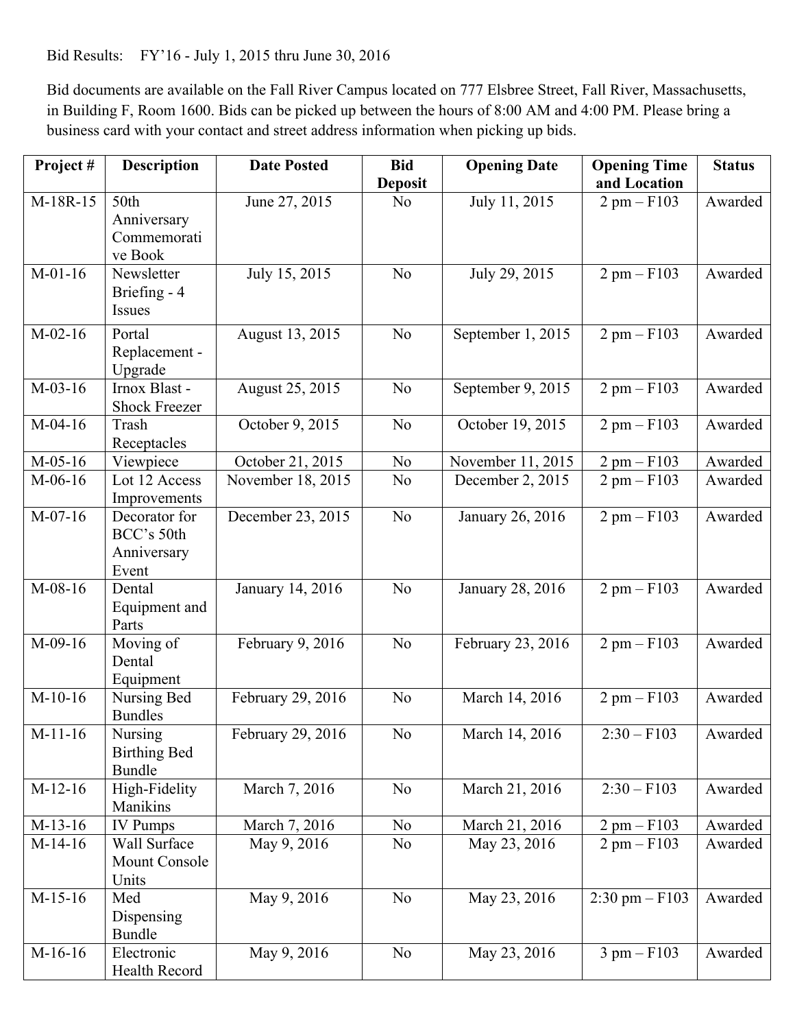Bid Results: FY'16 - July 1, 2015 thru June 30, 2016

Bid documents are available on the Fall River Campus located on 777 Elsbree Street, Fall River, Massachusetts, in Building F, Room 1600. Bids can be picked up between the hours of 8:00 AM and 4:00 PM. Please bring a business card with your contact and street address information when picking up bids.

| Project # | Description | Date Posted | Bid Deposit | Opening Date | Opening Time and Location | Status |
|---|---|---|---|---|---|---|
| M-18R-15 | 50th Anniversary Commemorative Book | June 27, 2015 | No | July 11, 2015 | 2 pm – F103 | Awarded |
| M-01-16 | Newsletter Briefing - 4 Issues | July 15, 2015 | No | July 29, 2015 | 2 pm – F103 | Awarded |
| M-02-16 | Portal Replacement - Upgrade | August 13, 2015 | No | September 1, 2015 | 2 pm – F103 | Awarded |
| M-03-16 | Irnox Blast - Shock Freezer | August 25, 2015 | No | September 9, 2015 | 2 pm – F103 | Awarded |
| M-04-16 | Trash Receptacles | October 9, 2015 | No | October 19, 2015 | 2 pm – F103 | Awarded |
| M-05-16 | Viewpiece | October 21, 2015 | No | November 11, 2015 | 2 pm – F103 | Awarded |
| M-06-16 | Lot 12 Access Improvements | November 18, 2015 | No | December 2, 2015 | 2 pm – F103 | Awarded |
| M-07-16 | Decorator for BCC's 50th Anniversary Event | December 23, 2015 | No | January 26, 2016 | 2 pm – F103 | Awarded |
| M-08-16 | Dental Equipment and Parts | January 14, 2016 | No | January 28, 2016 | 2 pm – F103 | Awarded |
| M-09-16 | Moving of Dental Equipment | February 9, 2016 | No | February 23, 2016 | 2 pm – F103 | Awarded |
| M-10-16 | Nursing Bed Bundles | February 29, 2016 | No | March 14, 2016 | 2 pm – F103 | Awarded |
| M-11-16 | Nursing Birthing Bed Bundle | February 29, 2016 | No | March 14, 2016 | 2:30 – F103 | Awarded |
| M-12-16 | High-Fidelity Manikins | March 7, 2016 | No | March 21, 2016 | 2:30 – F103 | Awarded |
| M-13-16 | IV Pumps | March 7, 2016 | No | March 21, 2016 | 2 pm – F103 | Awarded |
| M-14-16 | Wall Surface Mount Console Units | May 9, 2016 | No | May 23, 2016 | 2 pm – F103 | Awarded |
| M-15-16 | Med Dispensing Bundle | May 9, 2016 | No | May 23, 2016 | 2:30 pm – F103 | Awarded |
| M-16-16 | Electronic Health Record | May 9, 2016 | No | May 23, 2016 | 3 pm – F103 | Awarded |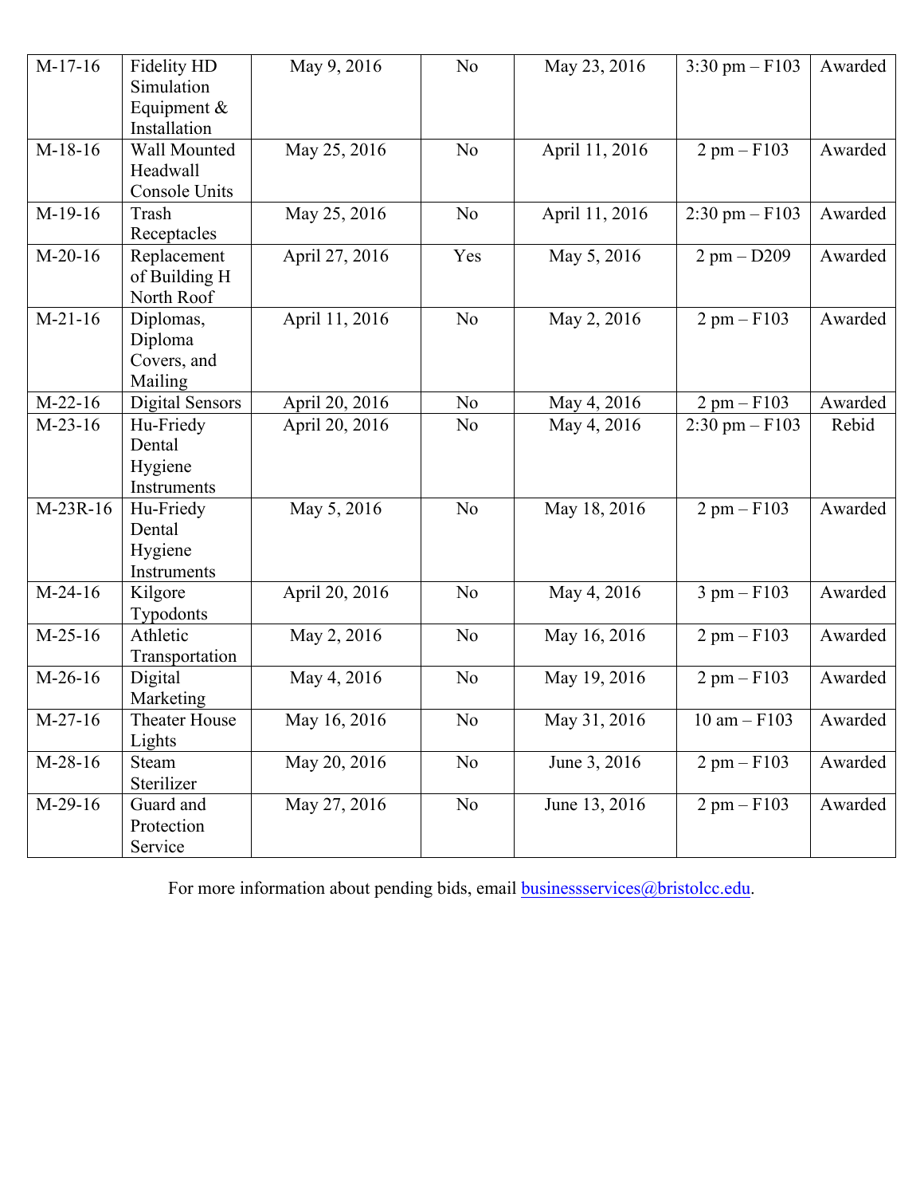| | | | | | | |
|---|---|---|---|---|---|---|
| M-17-16 | Fidelity HD Simulation Equipment & Installation | May 9, 2016 | No | May 23, 2016 | 3:30 pm – F103 | Awarded |
| M-18-16 | Wall Mounted Headwall Console Units | May 25, 2016 | No | April 11, 2016 | 2 pm – F103 | Awarded |
| M-19-16 | Trash Receptacles | May 25, 2016 | No | April 11, 2016 | 2:30 pm – F103 | Awarded |
| M-20-16 | Replacement of Building H North Roof | April 27, 2016 | Yes | May 5, 2016 | 2 pm – D209 | Awarded |
| M-21-16 | Diplomas, Diploma Covers, and Mailing | April 11, 2016 | No | May 2, 2016 | 2 pm – F103 | Awarded |
| M-22-16 | Digital Sensors | April 20, 2016 | No | May 4, 2016 | 2 pm – F103 | Awarded |
| M-23-16 | Hu-Friedy Dental Hygiene Instruments | April 20, 2016 | No | May 4, 2016 | 2:30 pm – F103 | Rebid |
| M-23R-16 | Hu-Friedy Dental Hygiene Instruments | May 5, 2016 | No | May 18, 2016 | 2 pm – F103 | Awarded |
| M-24-16 | Kilgore Typodonts | April 20, 2016 | No | May 4, 2016 | 3 pm – F103 | Awarded |
| M-25-16 | Athletic Transportation | May 2, 2016 | No | May 16, 2016 | 2 pm – F103 | Awarded |
| M-26-16 | Digital Marketing | May 4, 2016 | No | May 19, 2016 | 2 pm – F103 | Awarded |
| M-27-16 | Theater House Lights | May 16, 2016 | No | May 31, 2016 | 10 am – F103 | Awarded |
| M-28-16 | Steam Sterilizer | May 20, 2016 | No | June 3, 2016 | 2 pm – F103 | Awarded |
| M-29-16 | Guard and Protection Service | May 27, 2016 | No | June 13, 2016 | 2 pm – F103 | Awarded |

For more information about pending bids, email businessservices@bristolcc.edu.